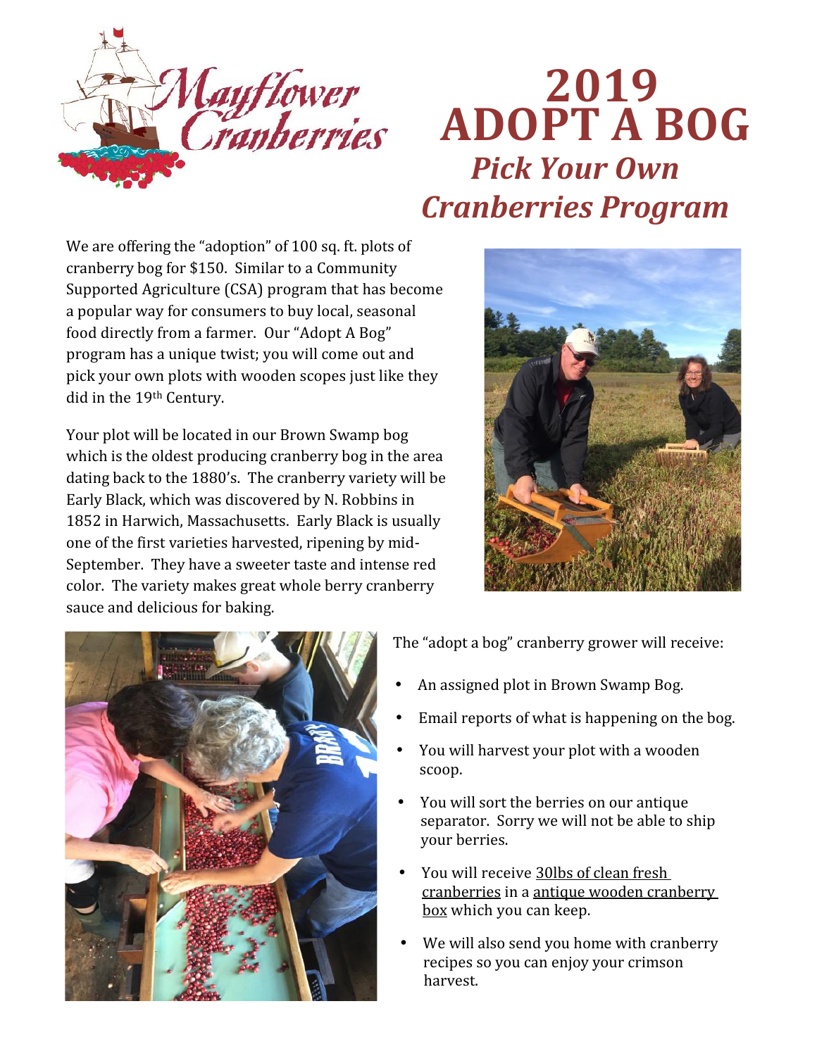Mayflower Cranberries

# 2019 ADOPT A BOG

## *Pick Your Own Cranberries Program*

We are offering the "adoption" of 100 sq. ft. plots of cranberry bog for $150. Similar to a Community Supported Agriculture (CSA) program that has become a popular way for consumers to buy local, seasonal food directly from a farmer. Our "Adopt A Bog" program has a unique twist; you will come out and pick your own plots with wooden scopes just like they did in the 19th Century.

Your plot will be located in our Brown Swamp bog which is the oldest producing cranberry bog in the area dating back to the 1880's. The cranberry variety will be Early Black, which was discovered by N. Robbins in 1852 in Harwich, Massachusetts. Early Black is usually one of the first varieties harvested, ripening by mid-September. They have a sweeter taste and intense red color. The variety makes great whole berry cranberry sauce and delicious for baking.

The "adopt a bog" cranberry grower will receive:

- An assigned plot in Brown Swamp Bog.
- Email reports of what is happening on the bog.
- You will harvest your plot with a wooden scoop.
- You will sort the berries on our antique separator. Sorry we will not be able to ship your berries.
- You will receive <u>30lbs of clean fresh cranberries</u> in a <u>antique wooden cranberry box</u> which you can keep.
- We will also send you home with cranberry recipes so you can enjoy your crimson harvest.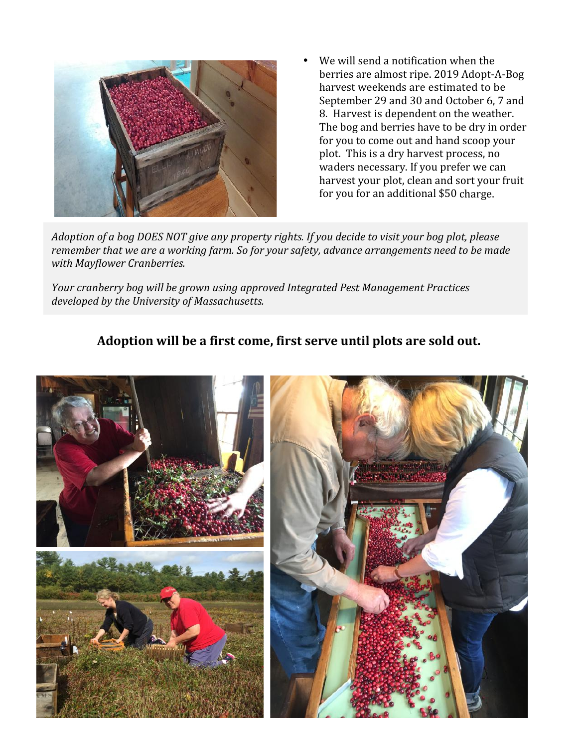- We will send a notification when the berries are almost ripe. 2019 Adopt-A-Bog harvest weekends are estimated to be September 29 and 30 and October 6, 7 and 8. Harvest is dependent on the weather. The bog and berries have to be dry in order for you to come out and hand scoop your plot. This is a dry harvest process, no waders necessary. If you prefer we can harvest your plot, clean and sort your fruit for you for an additional $50 charge.

*Adoption of a bog DOES NOT give any property rights. If you decide to visit your bog plot, please remember that we are a working farm. So for your safety, advance arrangements need to be made with Mayflower Cranberries.*

*Your cranberry bog will be grown using approved Integrated Pest Management Practices developed by the University of Massachusetts.*

**Adoption will be a first come, first serve until plots are sold out.**